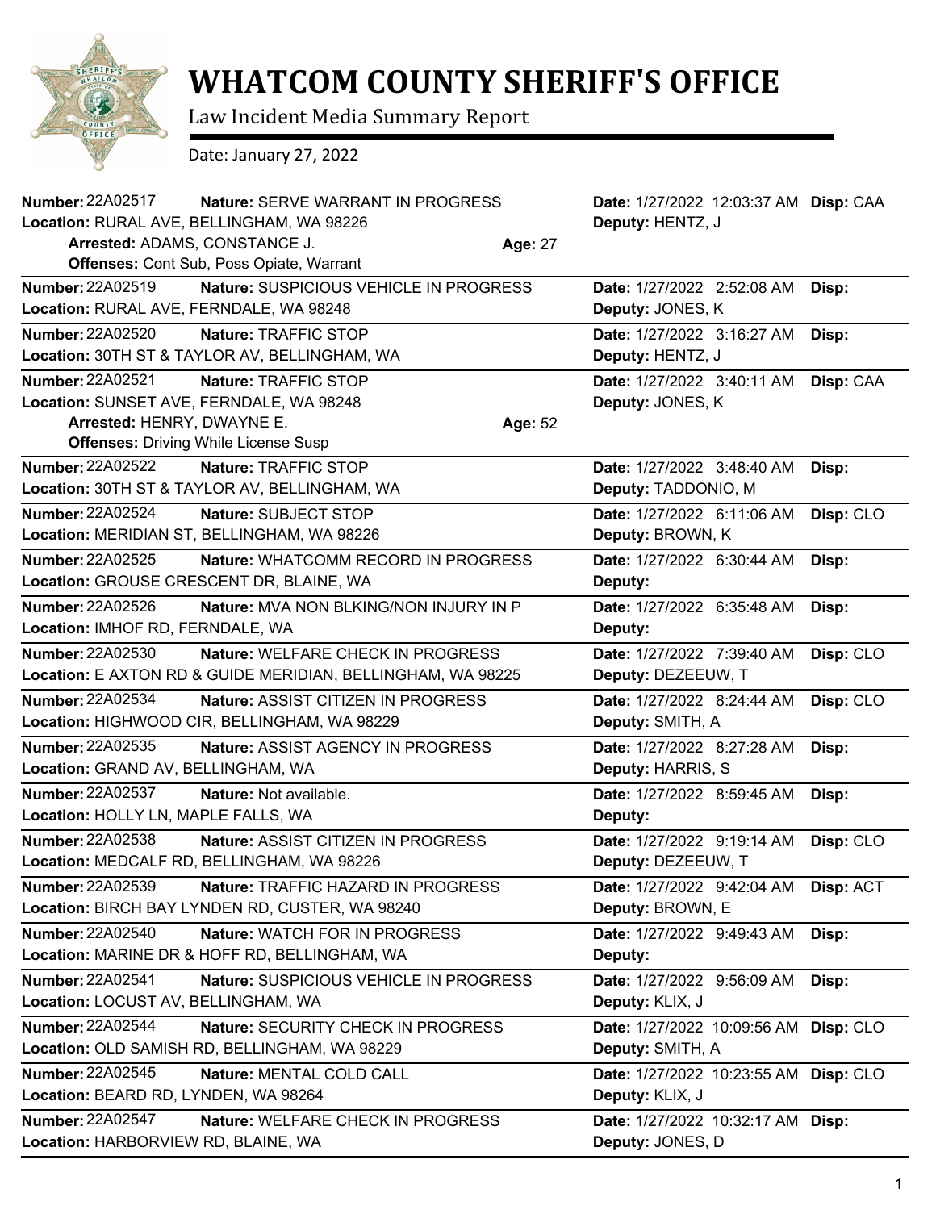# WHATCOM COUNTY SHERIFF'S OFFICE

Law Incident Media Summary Report

Date: January 27, 2022

**Number:** 22A02517 **Nature:** SERVE WARRANT IN PROGRESS **Date:** 1/27/2022 12:03:37 AM **Disp:** CAA
**Location:** RURAL AVE, BELLINGHAM, WA 98226 **Deputy:** HENTZ, J
**Arrested:** ADAMS, CONSTANCE J. **Age:** 27
**Offenses:** Cont Sub, Poss Opiate, Warrant

---

**Number:** 22A02519 **Nature:** SUSPICIOUS VEHICLE IN PROGRESS **Date:** 1/27/2022 2:52:08 AM **Disp:**
**Location:** RURAL AVE, FERNDALE, WA 98248 **Deputy:** JONES, K

---

**Number:** 22A02520 **Nature:** TRAFFIC STOP **Date:** 1/27/2022 3:16:27 AM **Disp:**
**Location:** 30TH ST & TAYLOR AV, BELLINGHAM, WA **Deputy:** HENTZ, J

---

**Number:** 22A02521 **Nature:** TRAFFIC STOP **Date:** 1/27/2022 3:40:11 AM **Disp:** CAA
**Location:** SUNSET AVE, FERNDALE, WA 98248 **Deputy:** JONES, K
**Arrested:** HENRY, DWAYNE E. **Age:** 52
**Offenses:** Driving While License Susp

---

**Number:** 22A02522 **Nature:** TRAFFIC STOP **Date:** 1/27/2022 3:48:40 AM **Disp:**
**Location:** 30TH ST & TAYLOR AV, BELLINGHAM, WA **Deputy:** TADDONIO, M

---

**Number:** 22A02524 **Nature:** SUBJECT STOP **Date:** 1/27/2022 6:11:06 AM **Disp:** CLO
**Location:** MERIDIAN ST, BELLINGHAM, WA 98226 **Deputy:** BROWN, K

---

**Number:** 22A02525 **Nature:** WHATCOMM RECORD IN PROGRESS **Date:** 1/27/2022 6:30:44 AM **Disp:**
**Location:** GROUSE CRESCENT DR, BLAINE, WA **Deputy:**

---

**Number:** 22A02526 **Nature:** MVA NON BLKING/NON INJURY IN P **Date:** 1/27/2022 6:35:48 AM **Disp:**
**Location:** IMHOF RD, FERNDALE, WA **Deputy:**

---

**Number:** 22A02530 **Nature:** WELFARE CHECK IN PROGRESS **Date:** 1/27/2022 7:39:40 AM **Disp:** CLO
**Location:** E AXTON RD & GUIDE MERIDIAN, BELLINGHAM, WA 98225 **Deputy:** DEZEEUW, T

---

**Number:** 22A02534 **Nature:** ASSIST CITIZEN IN PROGRESS **Date:** 1/27/2022 8:24:44 AM **Disp:** CLO
**Location:** HIGHWOOD CIR, BELLINGHAM, WA 98229 **Deputy:** SMITH, A

---

**Number:** 22A02535 **Nature:** ASSIST AGENCY IN PROGRESS **Date:** 1/27/2022 8:27:28 AM **Disp:**
**Location:** GRAND AV, BELLINGHAM, WA **Deputy:** HARRIS, S

---

**Number:** 22A02537 **Nature:** Not available. **Date:** 1/27/2022 8:59:45 AM **Disp:**
**Location:** HOLLY LN, MAPLE FALLS, WA **Deputy:**

---

**Number:** 22A02538 **Nature:** ASSIST CITIZEN IN PROGRESS **Date:** 1/27/2022 9:19:14 AM **Disp:** CLO
**Location:** MEDCALF RD, BELLINGHAM, WA 98226 **Deputy:** DEZEEUW, T

---

**Number:** 22A02539 **Nature:** TRAFFIC HAZARD IN PROGRESS **Date:** 1/27/2022 9:42:04 AM **Disp:** ACT
**Location:** BIRCH BAY LYNDEN RD, CUSTER, WA 98240 **Deputy:** BROWN, E

---

**Number:** 22A02540 **Nature:** WATCH FOR IN PROGRESS **Date:** 1/27/2022 9:49:43 AM **Disp:**
**Location:** MARINE DR & HOFF RD, BELLINGHAM, WA **Deputy:**

---

**Number:** 22A02541 **Nature:** SUSPICIOUS VEHICLE IN PROGRESS **Date:** 1/27/2022 9:56:09 AM **Disp:**
**Location:** LOCUST AV, BELLINGHAM, WA **Deputy:** KLIX, J

---

**Number:** 22A02544 **Nature:** SECURITY CHECK IN PROGRESS **Date:** 1/27/2022 10:09:56 AM **Disp:** CLO
**Location:** OLD SAMISH RD, BELLINGHAM, WA 98229 **Deputy:** SMITH, A

---

**Number:** 22A02545 **Nature:** MENTAL COLD CALL **Date:** 1/27/2022 10:23:55 AM **Disp:** CLO
**Location:** BEARD RD, LYNDEN, WA 98264 **Deputy:** KLIX, J

---

**Number:** 22A02547 **Nature:** WELFARE CHECK IN PROGRESS **Date:** 1/27/2022 10:32:17 AM **Disp:**
**Location:** HARBORVIEW RD, BLAINE, WA **Deputy:** JONES, D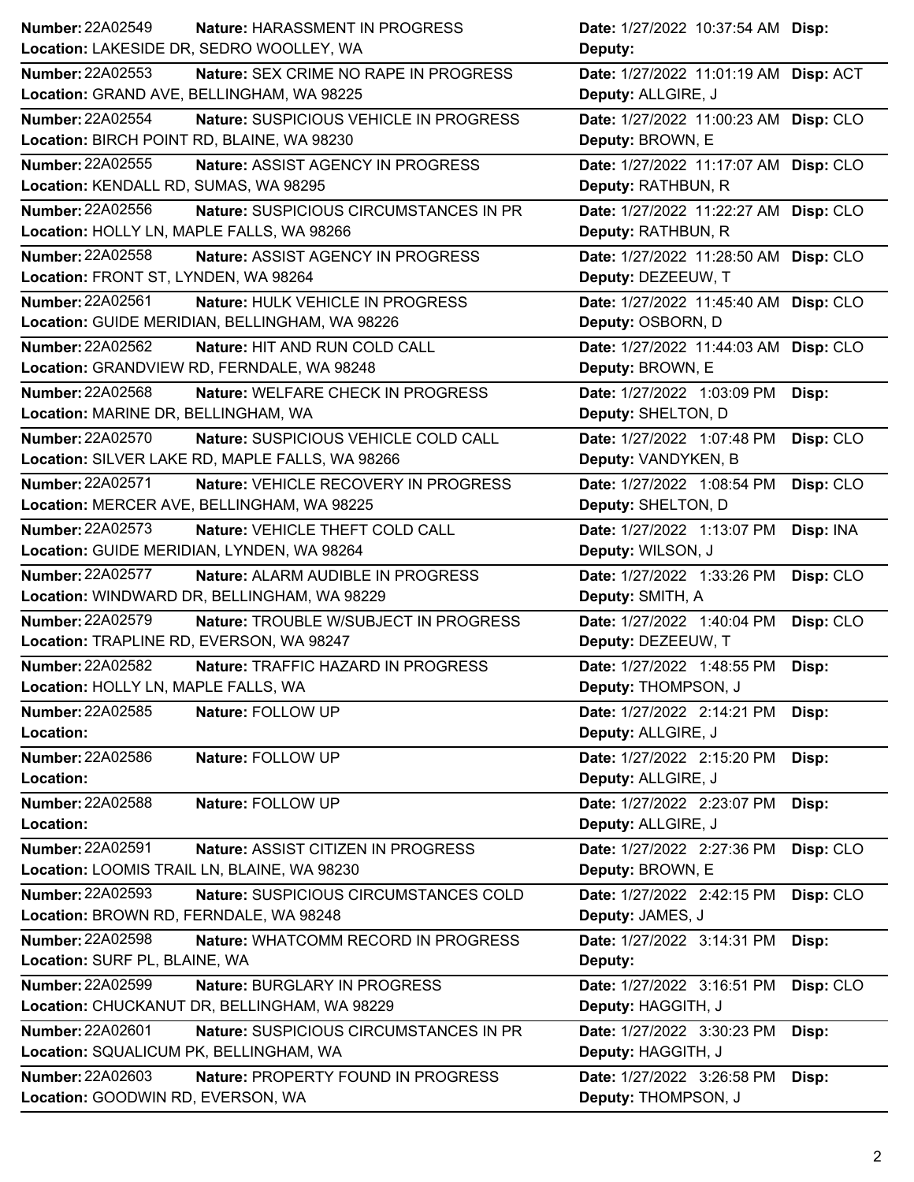**Number:** 22A02549 **Nature:** HARASSMENT IN PROGRESS **Date:** 1/27/2022 10:37:54 AM **Disp:**
**Location:** LAKESIDE DR, SEDRO WOOLLEY, WA **Deputy:**

**Number:** 22A02553 **Nature:** SEX CRIME NO RAPE IN PROGRESS **Date:** 1/27/2022 11:01:19 AM **Disp:** ACT
**Location:** GRAND AVE, BELLINGHAM, WA 98225 **Deputy:** ALLGIRE, J

**Number:** 22A02554 **Nature:** SUSPICIOUS VEHICLE IN PROGRESS **Date:** 1/27/2022 11:00:23 AM **Disp:** CLO
**Location:** BIRCH POINT RD, BLAINE, WA 98230 **Deputy:** BROWN, E

**Number:** 22A02555 **Nature:** ASSIST AGENCY IN PROGRESS **Date:** 1/27/2022 11:17:07 AM **Disp:** CLO
**Location:** KENDALL RD, SUMAS, WA 98295 **Deputy:** RATHBUN, R

**Number:** 22A02556 **Nature:** SUSPICIOUS CIRCUMSTANCES IN PR **Date:** 1/27/2022 11:22:27 AM **Disp:** CLO
**Location:** HOLLY LN, MAPLE FALLS, WA 98266 **Deputy:** RATHBUN, R

**Number:** 22A02558 **Nature:** ASSIST AGENCY IN PROGRESS **Date:** 1/27/2022 11:28:50 AM **Disp:** CLO
**Location:** FRONT ST, LYNDEN, WA 98264 **Deputy:** DEZEEUW, T

**Number:** 22A02561 **Nature:** HULK VEHICLE IN PROGRESS **Date:** 1/27/2022 11:45:40 AM **Disp:** CLO
**Location:** GUIDE MERIDIAN, BELLINGHAM, WA 98226 **Deputy:** OSBORN, D

**Number:** 22A02562 **Nature:** HIT AND RUN COLD CALL **Date:** 1/27/2022 11:44:03 AM **Disp:** CLO
**Location:** GRANDVIEW RD, FERNDALE, WA 98248 **Deputy:** BROWN, E

**Number:** 22A02568 **Nature:** WELFARE CHECK IN PROGRESS **Date:** 1/27/2022 1:03:09 PM **Disp:**
**Location:** MARINE DR, BELLINGHAM, WA **Deputy:** SHELTON, D

**Number:** 22A02570 **Nature:** SUSPICIOUS VEHICLE COLD CALL **Date:** 1/27/2022 1:07:48 PM **Disp:** CLO
**Location:** SILVER LAKE RD, MAPLE FALLS, WA 98266 **Deputy:** VANDYKEN, B

**Number:** 22A02571 **Nature:** VEHICLE RECOVERY IN PROGRESS **Date:** 1/27/2022 1:08:54 PM **Disp:** CLO
**Location:** MERCER AVE, BELLINGHAM, WA 98225 **Deputy:** SHELTON, D

**Number:** 22A02573 **Nature:** VEHICLE THEFT COLD CALL **Date:** 1/27/2022 1:13:07 PM **Disp:** INA
**Location:** GUIDE MERIDIAN, LYNDEN, WA 98264 **Deputy:** WILSON, J

**Number:** 22A02577 **Nature:** ALARM AUDIBLE IN PROGRESS **Date:** 1/27/2022 1:33:26 PM **Disp:** CLO
**Location:** WINDWARD DR, BELLINGHAM, WA 98229 **Deputy:** SMITH, A

**Number:** 22A02579 **Nature:** TROUBLE W/SUBJECT IN PROGRESS **Date:** 1/27/2022 1:40:04 PM **Disp:** CLO
**Location:** TRAPLINE RD, EVERSON, WA 98247 **Deputy:** DEZEEUW, T

**Number:** 22A02582 **Nature:** TRAFFIC HAZARD IN PROGRESS **Date:** 1/27/2022 1:48:55 PM **Disp:**
**Location:** HOLLY LN, MAPLE FALLS, WA **Deputy:** THOMPSON, J

**Number:** 22A02585 **Nature:** FOLLOW UP **Date:** 1/27/2022 2:14:21 PM **Disp:**
**Location:** **Deputy:** ALLGIRE, J

**Number:** 22A02586 **Nature:** FOLLOW UP **Date:** 1/27/2022 2:15:20 PM **Disp:**
**Location:** **Deputy:** ALLGIRE, J

**Number:** 22A02588 **Nature:** FOLLOW UP **Date:** 1/27/2022 2:23:07 PM **Disp:**
**Location:** **Deputy:** ALLGIRE, J

**Number:** 22A02591 **Nature:** ASSIST CITIZEN IN PROGRESS **Date:** 1/27/2022 2:27:36 PM **Disp:** CLO
**Location:** LOOMIS TRAIL LN, BLAINE, WA 98230 **Deputy:** BROWN, E

**Number:** 22A02593 **Nature:** SUSPICIOUS CIRCUMSTANCES COLD **Date:** 1/27/2022 2:42:15 PM **Disp:** CLO
**Location:** BROWN RD, FERNDALE, WA 98248 **Deputy:** JAMES, J

**Number:** 22A02598 **Nature:** WHATCOMM RECORD IN PROGRESS **Date:** 1/27/2022 3:14:31 PM **Disp:**
**Location:** SURF PL, BLAINE, WA **Deputy:**

**Number:** 22A02599 **Nature:** BURGLARY IN PROGRESS **Date:** 1/27/2022 3:16:51 PM **Disp:** CLO
**Location:** CHUCKANUT DR, BELLINGHAM, WA 98229 **Deputy:** HAGGITH, J

**Number:** 22A02601 **Nature:** SUSPICIOUS CIRCUMSTANCES IN PR **Date:** 1/27/2022 3:30:23 PM **Disp:**
**Location:** SQUALICUM PK, BELLINGHAM, WA **Deputy:** HAGGITH, J

**Number:** 22A02603 **Nature:** PROPERTY FOUND IN PROGRESS **Date:** 1/27/2022 3:26:58 PM **Disp:**
**Location:** GOODWIN RD, EVERSON, WA **Deputy:** THOMPSON, J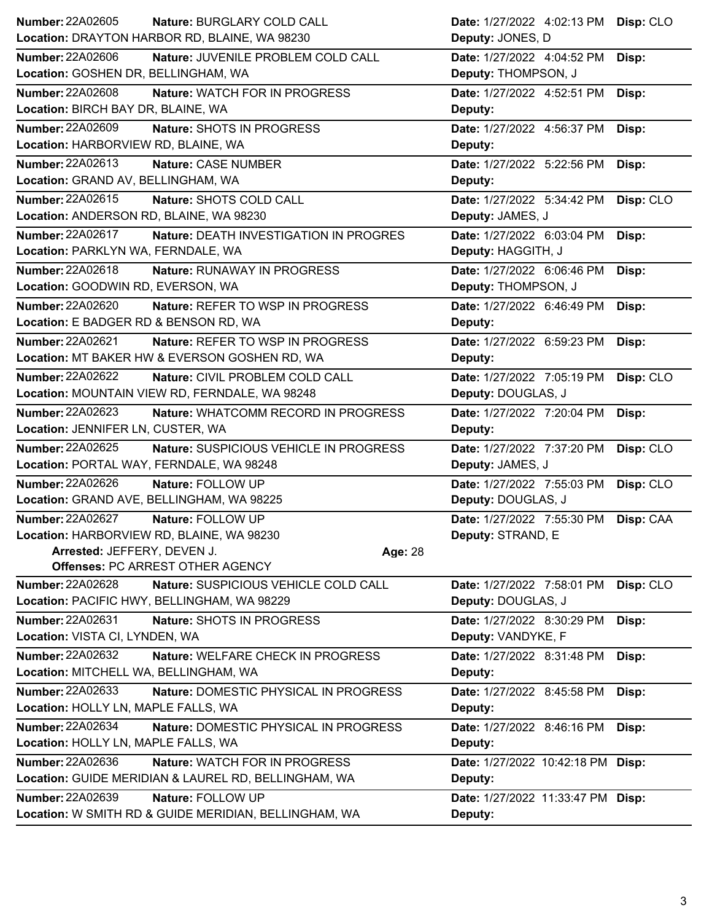**Number:** 22A02605 **Nature:** BURGLARY COLD CALL **Date:** 1/27/2022 4:02:13 PM **Disp:** CLO
**Location:** DRAYTON HARBOR RD, BLAINE, WA 98230 **Deputy:** JONES, D

---

**Number:** 22A02606 **Nature:** JUVENILE PROBLEM COLD CALL **Date:** 1/27/2022 4:04:52 PM **Disp:**
**Location:** GOSHEN DR, BELLINGHAM, WA **Deputy:** THOMPSON, J

---

**Number:** 22A02608 **Nature:** WATCH FOR IN PROGRESS **Date:** 1/27/2022 4:52:51 PM **Disp:**
**Location:** BIRCH BAY DR, BLAINE, WA **Deputy:**

---

**Number:** 22A02609 **Nature:** SHOTS IN PROGRESS **Date:** 1/27/2022 4:56:37 PM **Disp:**
**Location:** HARBORVIEW RD, BLAINE, WA **Deputy:**

---

**Number:** 22A02613 **Nature:** CASE NUMBER **Date:** 1/27/2022 5:22:56 PM **Disp:**
**Location:** GRAND AV, BELLINGHAM, WA **Deputy:**

---

**Number:** 22A02615 **Nature:** SHOTS COLD CALL **Date:** 1/27/2022 5:34:42 PM **Disp:** CLO
**Location:** ANDERSON RD, BLAINE, WA 98230 **Deputy:** JAMES, J

---

**Number:** 22A02617 **Nature:** DEATH INVESTIGATION IN PROGRES **Date:** 1/27/2022 6:03:04 PM **Disp:**
**Location:** PARKLYN WA, FERNDALE, WA **Deputy:** HAGGITH, J

---

**Number:** 22A02618 **Nature:** RUNAWAY IN PROGRESS **Date:** 1/27/2022 6:06:46 PM **Disp:**
**Location:** GOODWIN RD, EVERSON, WA **Deputy:** THOMPSON, J

---

**Number:** 22A02620 **Nature:** REFER TO WSP IN PROGRESS **Date:** 1/27/2022 6:46:49 PM **Disp:**
**Location:** E BADGER RD & BENSON RD, WA **Deputy:**

---

**Number:** 22A02621 **Nature:** REFER TO WSP IN PROGRESS **Date:** 1/27/2022 6:59:23 PM **Disp:**
**Location:** MT BAKER HW & EVERSON GOSHEN RD, WA **Deputy:**

---

**Number:** 22A02622 **Nature:** CIVIL PROBLEM COLD CALL **Date:** 1/27/2022 7:05:19 PM **Disp:** CLO
**Location:** MOUNTAIN VIEW RD, FERNDALE, WA 98248 **Deputy:** DOUGLAS, J

---

**Number:** 22A02623 **Nature:** WHATCOMM RECORD IN PROGRESS **Date:** 1/27/2022 7:20:04 PM **Disp:**
**Location:** JENNIFER LN, CUSTER, WA **Deputy:**

---

**Number:** 22A02625 **Nature:** SUSPICIOUS VEHICLE IN PROGRESS **Date:** 1/27/2022 7:37:20 PM **Disp:** CLO
**Location:** PORTAL WAY, FERNDALE, WA 98248 **Deputy:** JAMES, J

---

**Number:** 22A02626 **Nature:** FOLLOW UP **Date:** 1/27/2022 7:55:03 PM **Disp:** CLO
**Location:** GRAND AVE, BELLINGHAM, WA 98225 **Deputy:** DOUGLAS, J

---

**Number:** 22A02627 **Nature:** FOLLOW UP **Date:** 1/27/2022 7:55:30 PM **Disp:** CAA
**Location:** HARBORVIEW RD, BLAINE, WA 98230 **Deputy:** STRAND, E
**Arrested:** JEFFERY, DEVEN J. **Age:** 28
**Offenses:** PC ARREST OTHER AGENCY

---

**Number:** 22A02628 **Nature:** SUSPICIOUS VEHICLE COLD CALL **Date:** 1/27/2022 7:58:01 PM **Disp:** CLO
**Location:** PACIFIC HWY, BELLINGHAM, WA 98229 **Deputy:** DOUGLAS, J

---

**Number:** 22A02631 **Nature:** SHOTS IN PROGRESS **Date:** 1/27/2022 8:30:29 PM **Disp:**
**Location:** VISTA CI, LYNDEN, WA **Deputy:** VANDYKE, F

---

**Number:** 22A02632 **Nature:** WELFARE CHECK IN PROGRESS **Date:** 1/27/2022 8:31:48 PM **Disp:**
**Location:** MITCHELL WA, BELLINGHAM, WA **Deputy:**

---

**Number:** 22A02633 **Nature:** DOMESTIC PHYSICAL IN PROGRESS **Date:** 1/27/2022 8:45:58 PM **Disp:**
**Location:** HOLLY LN, MAPLE FALLS, WA **Deputy:**

---

**Number:** 22A02634 **Nature:** DOMESTIC PHYSICAL IN PROGRESS **Date:** 1/27/2022 8:46:16 PM **Disp:**
**Location:** HOLLY LN, MAPLE FALLS, WA **Deputy:**

---

**Number:** 22A02636 **Nature:** WATCH FOR IN PROGRESS **Date:** 1/27/2022 10:42:18 PM **Disp:**
**Location:** GUIDE MERIDIAN & LAUREL RD, BELLINGHAM, WA **Deputy:**

---

**Number:** 22A02639 **Nature:** FOLLOW UP **Date:** 1/27/2022 11:33:47 PM **Disp:**
**Location:** W SMITH RD & GUIDE MERIDIAN, BELLINGHAM, WA **Deputy:**